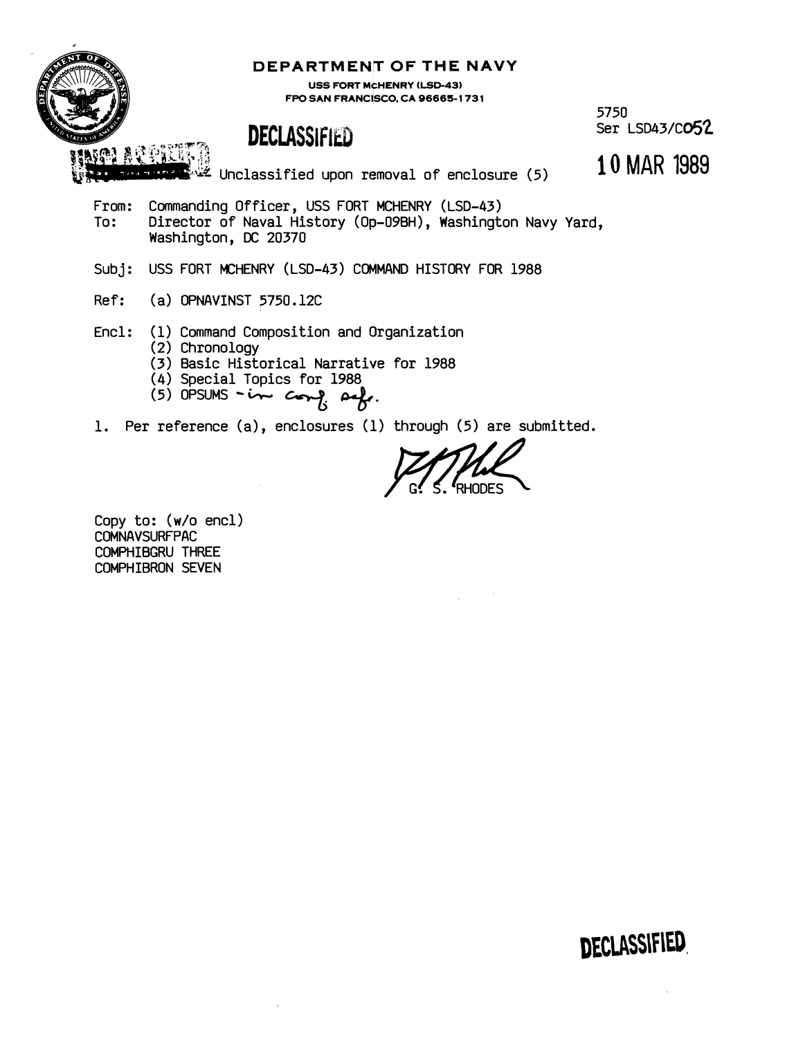**DEPARTMENT OF THE NAVY**

USS FORT McHENRY (LSD-43)
FPO SAN FRANCISCO, CA 96665-1731

**DECLASSIFIED**

5750
Ser LSD43/C052

**10 MAR 1989**

UNCLASSIFIED Unclassified upon removal of enclosure (5)

From: Commanding Officer, USS FORT MCHENRY (LSD-43)
To: Director of Naval History (Op-09BH), Washington Navy Yard, Washington, DC 20370

Subj: USS FORT MCHENRY (LSD-43) COMMAND HISTORY FOR 1988

Ref: (a) OPNAVINST 5750.12C

Encl: (1) Command Composition and Organization
(2) Chronology
(3) Basic Historical Narrative for 1988
(4) Special Topics for 1988
(5) OPSUMS - in conf. safe.

1. Per reference (a), enclosures (1) through (5) are submitted.

G. S. RHODES

Copy to: (w/o encl)
COMNAVSURFPAC
COMPHIBGRU THREE
COMPHIBRON SEVEN

**DECLASSIFIED**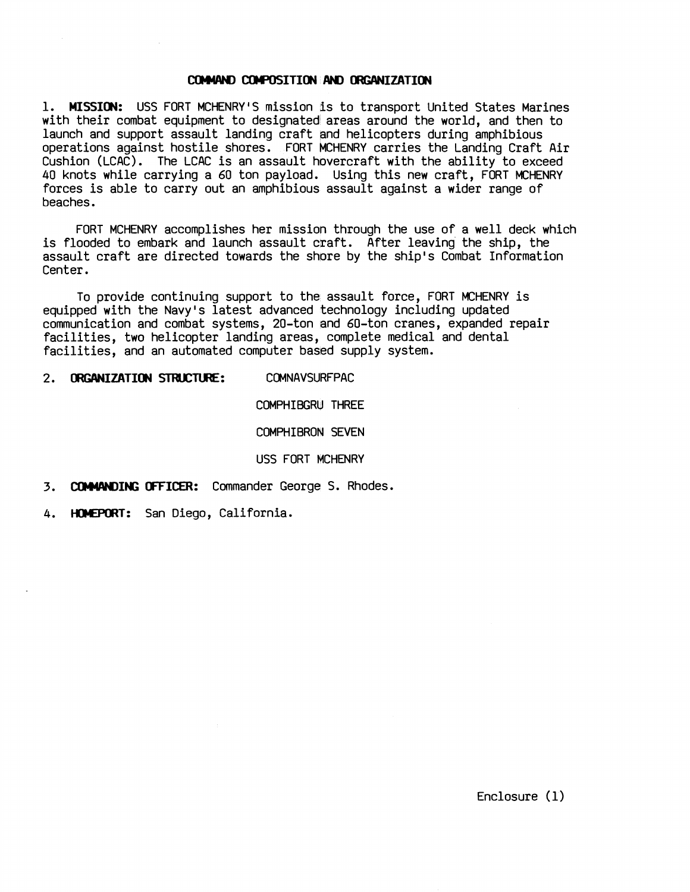## COMMAND COMPOSITION AND ORGANIZATION

1. **MISSION:** USS FORT MCHENRY'S mission is to transport United States Marines with their combat equipment to designated areas around the world, and then to launch and support assault landing craft and helicopters during amphibious operations against hostile shores. FORT MCHENRY carries the Landing Craft Air Cushion (LCAC). The LCAC is an assault hovercraft with the ability to exceed 40 knots while carrying a 60 ton payload. Using this new craft, FORT MCHENRY forces is able to carry out an amphibious assault against a wider range of beaches.

FORT MCHENRY accomplishes her mission through the use of a well deck which is flooded to embark and launch assault craft. After leaving the ship, the assault craft are directed towards the shore by the ship's Combat Information Center.

To provide continuing support to the assault force, FORT MCHENRY is equipped with the Navy's latest advanced technology including updated communication and combat systems, 20-ton and 60-ton cranes, expanded repair facilities, two helicopter landing areas, complete medical and dental facilities, and an automated computer based supply system.

2. **ORGANIZATION STRUCTURE:** COMNAVSURFPAC

   COMPHIBGRU THREE

   COMPHIBRON SEVEN

   USS FORT MCHENRY

3. **COMMANDING OFFICER:** Commander George S. Rhodes.

4. **HOMEPORT:** San Diego, California.

Enclosure (1)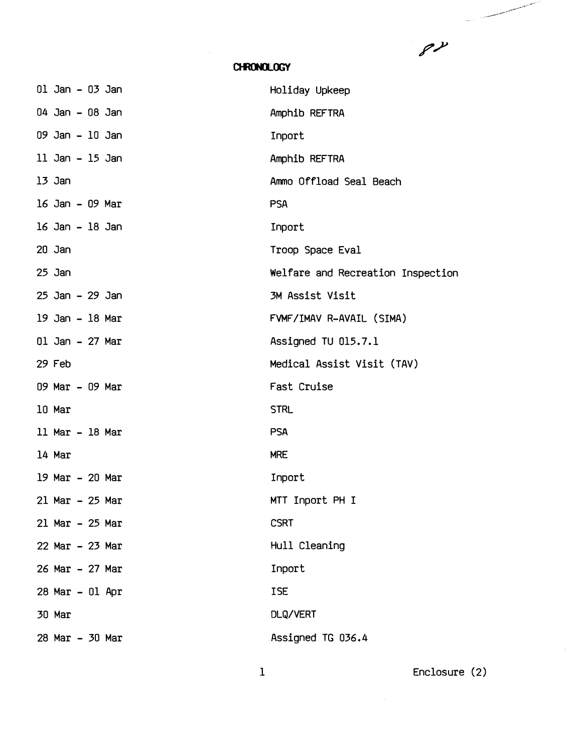# CHRONOLOGY

| | |
|---|---|
| 01 Jan - 03 Jan | Holiday Upkeep |
| 04 Jan - 08 Jan | Amphib REFTRA |
| 09 Jan - 10 Jan | Inport |
| 11 Jan - 15 Jan | Amphib REFTRA |
| 13 Jan | Ammo Offload Seal Beach |
| 16 Jan - 09 Mar | PSA |
| 16 Jan - 18 Jan | Inport |
| 20 Jan | Troop Space Eval |
| 25 Jan | Welfare and Recreation Inspection |
| 25 Jan - 29 Jan | 3M Assist Visit |
| 19 Jan - 18 Mar | FVMF/IMAV R-AVAIL (SIMA) |
| 01 Jan - 27 Mar | Assigned TU 015.7.1 |
| 29 Feb | Medical Assist Visit (TAV) |
| 09 Mar - 09 Mar | Fast Cruise |
| 10 Mar | STRL |
| 11 Mar - 18 Mar | PSA |
| 14 Mar | MRE |
| 19 Mar - 20 Mar | Inport |
| 21 Mar - 25 Mar | MTT Inport PH I |
| 21 Mar - 25 Mar | CSRT |
| 22 Mar - 23 Mar | Hull Cleaning |
| 26 Mar - 27 Mar | Inport |
| 28 Mar - 01 Apr | ISE |
| 30 Mar | DLQ/VERT |
| 28 Mar - 30 Mar | Assigned TG 036.4 |

Enclosure (2)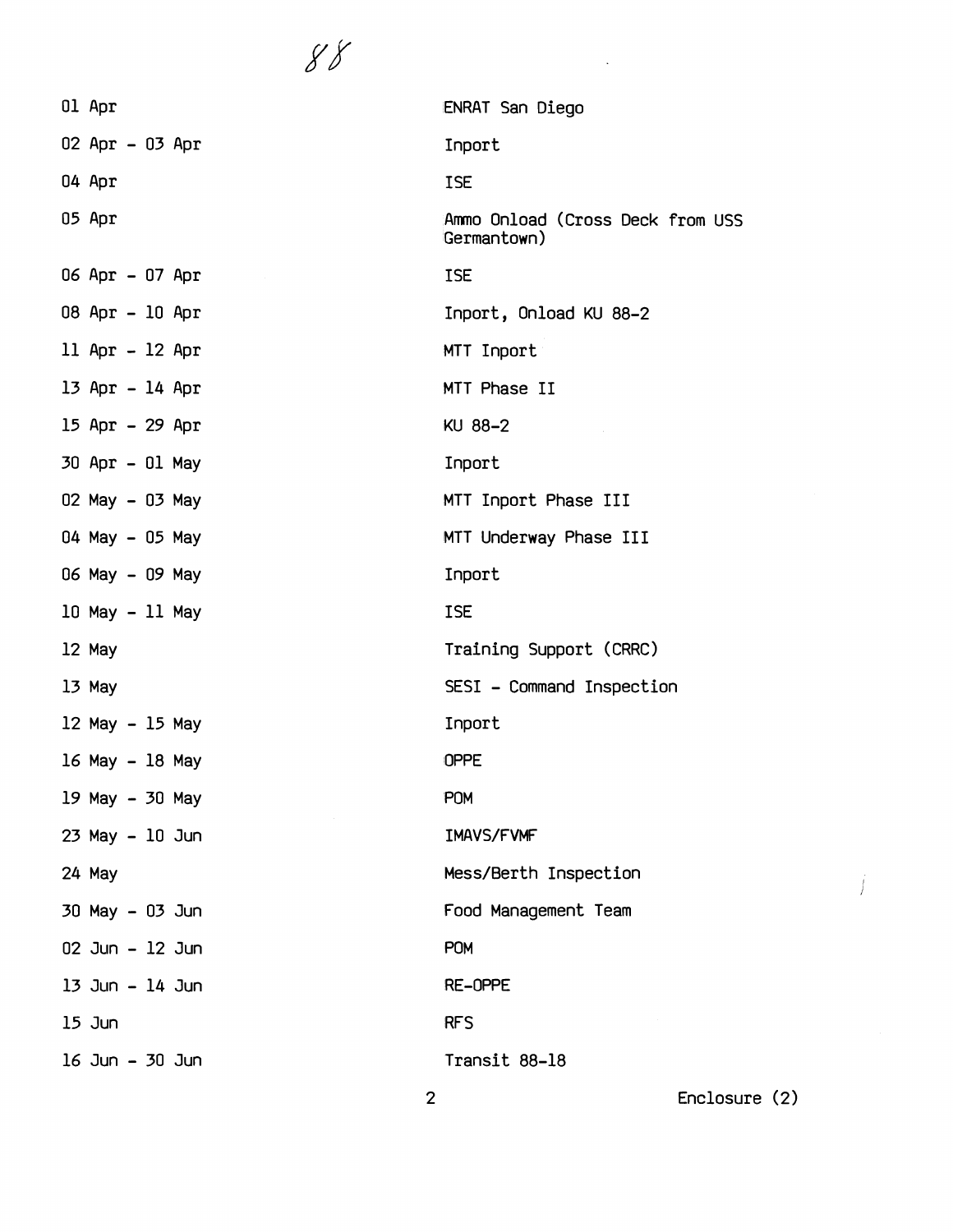88

| | |
|---|---|
| 01 Apr | ENRAT San Diego |
| 02 Apr - 03 Apr | Inport |
| 04 Apr | ISE |
| 05 Apr | Ammo Onload (Cross Deck from USS Germantown) |
| 06 Apr - 07 Apr | ISE |
| 08 Apr - 10 Apr | Inport, Onload KU 88-2 |
| 11 Apr - 12 Apr | MTT Inport |
| 13 Apr - 14 Apr | MTT Phase II |
| 15 Apr - 29 Apr | KU 88-2 |
| 30 Apr - 01 May | Inport |
| 02 May - 03 May | MTT Inport Phase III |
| 04 May - 05 May | MTT Underway Phase III |
| 06 May - 09 May | Inport |
| 10 May - 11 May | ISE |
| 12 May | Training Support (CRRC) |
| 13 May | SESI - Command Inspection |
| 12 May - 15 May | Inport |
| 16 May - 18 May | OPPE |
| 19 May - 30 May | POM |
| 23 May - 10 Jun | IMAVS/FVMF |
| 24 May | Mess/Berth Inspection |
| 30 May - 03 Jun | Food Management Team |
| 02 Jun - 12 Jun | POM |
| 13 Jun - 14 Jun | RE-OPPE |
| 15 Jun | RFS |
| 16 Jun - 30 Jun | Transit 88-18 |

Enclosure (2)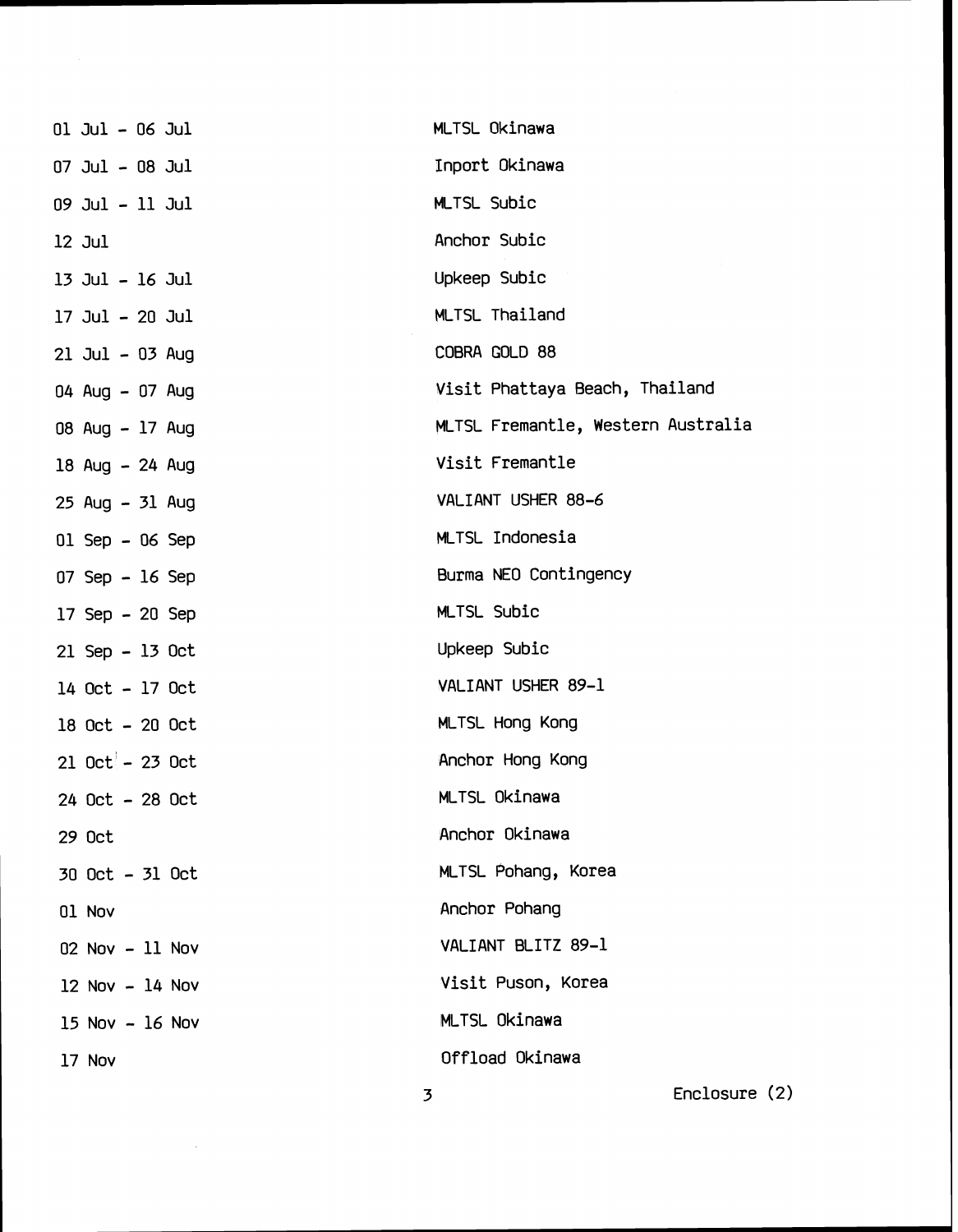| | |
|---|---|
| 01 Jul - 06 Jul | MLTSL Okinawa |
| 07 Jul - 08 Jul | Inport Okinawa |
| 09 Jul - 11 Jul | MLTSL Subic |
| 12 Jul | Anchor Subic |
| 13 Jul - 16 Jul | Upkeep Subic |
| 17 Jul - 20 Jul | MLTSL Thailand |
| 21 Jul - 03 Aug | COBRA GOLD 88 |
| 04 Aug - 07 Aug | Visit Phattaya Beach, Thailand |
| 08 Aug - 17 Aug | MLTSL Fremantle, Western Australia |
| 18 Aug - 24 Aug | Visit Fremantle |
| 25 Aug - 31 Aug | VALIANT USHER 88-6 |
| 01 Sep - 06 Sep | MLTSL Indonesia |
| 07 Sep - 16 Sep | Burma NEO Contingency |
| 17 Sep - 20 Sep | MLTSL Subic |
| 21 Sep - 13 Oct | Upkeep Subic |
| 14 Oct - 17 Oct | VALIANT USHER 89-1 |
| 18 Oct - 20 Oct | MLTSL Hong Kong |
| 21 Oct - 23 Oct | Anchor Hong Kong |
| 24 Oct - 28 Oct | MLTSL Okinawa |
| 29 Oct | Anchor Okinawa |
| 30 Oct - 31 Oct | MLTSL Pohang, Korea |
| 01 Nov | Anchor Pohang |
| 02 Nov - 11 Nov | VALIANT BLITZ 89-1 |
| 12 Nov - 14 Nov | Visit Puson, Korea |
| 15 Nov - 16 Nov | MLTSL Okinawa |
| 17 Nov | Offload Okinawa |

Enclosure (2)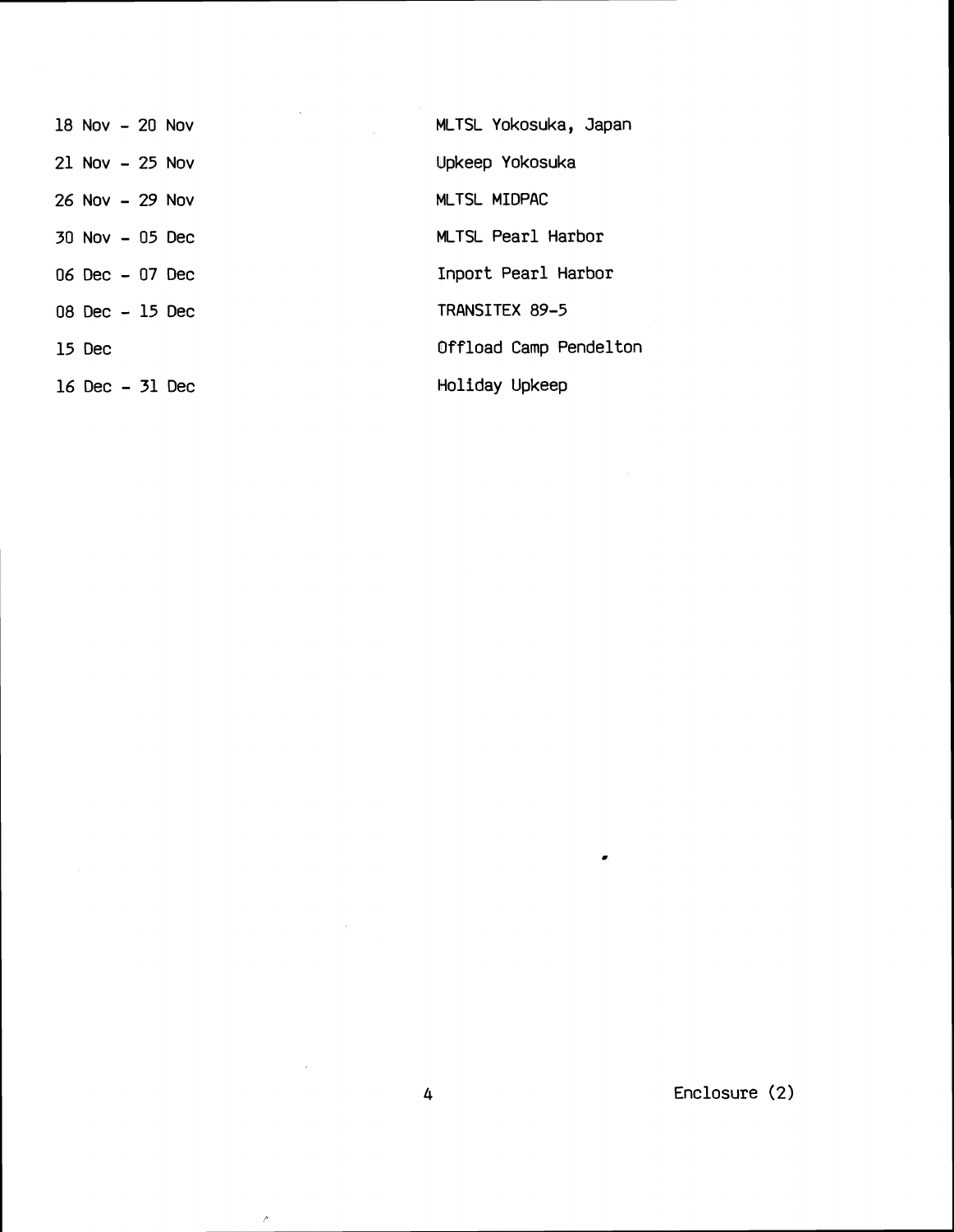| | |
|---|---|
| 18 Nov - 20 Nov | MLTSL Yokosuka, Japan |
| 21 Nov - 25 Nov | Upkeep Yokosuka |
| 26 Nov - 29 Nov | MLTSL MIDPAC |
| 30 Nov - 05 Dec | MLTSL Pearl Harbor |
| 06 Dec - 07 Dec | Inport Pearl Harbor |
| 08 Dec - 15 Dec | TRANSITEX 89-5 |
| 15 Dec | Offload Camp Pendelton |
| 16 Dec - 31 Dec | Holiday Upkeep |

Enclosure (2)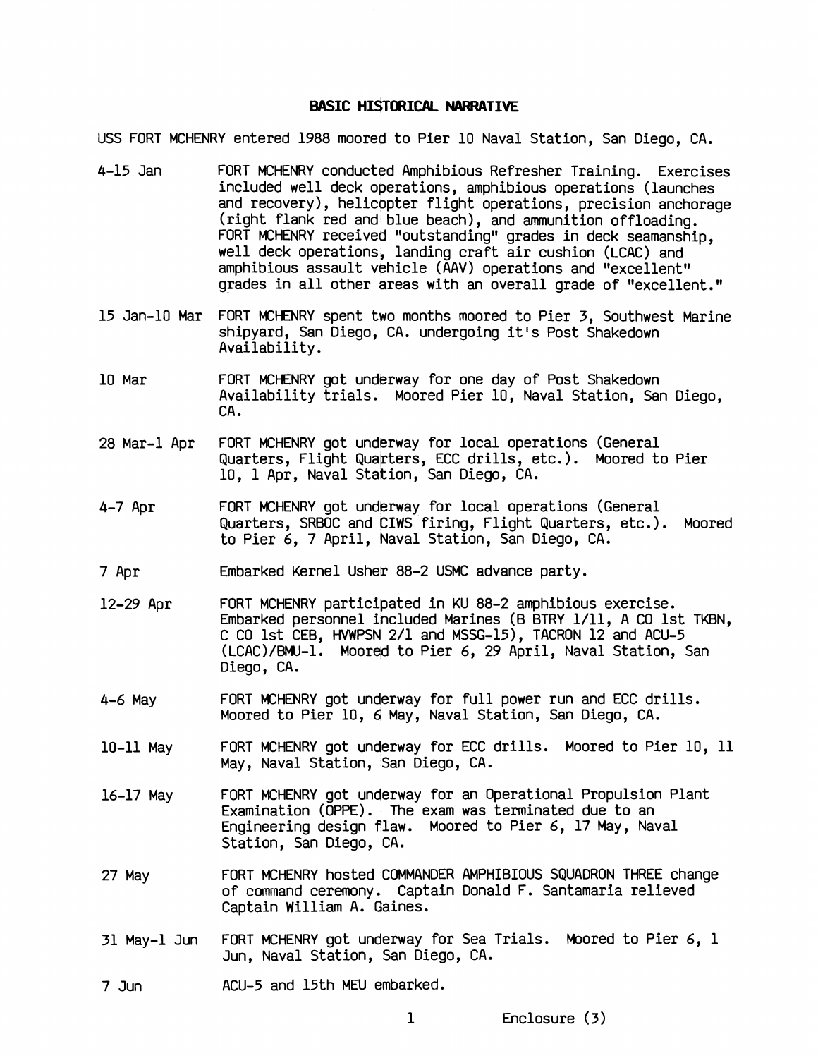# BASIC HISTORICAL NARRATIVE

USS FORT MCHENRY entered 1988 moored to Pier 10 Naval Station, San Diego, CA.

| | |
|---|---|
| 4-15 Jan | FORT MCHENRY conducted Amphibious Refresher Training. Exercises included well deck operations, amphibious operations (launches and recovery), helicopter flight operations, precision anchorage (right flank red and blue beach), and ammunition offloading. FORT MCHENRY received "outstanding" grades in deck seamanship, well deck operations, landing craft air cushion (LCAC) and amphibious assault vehicle (AAV) operations and "excellent" grades in all other areas with an overall grade of "excellent." |
| 15 Jan-10 Mar | FORT MCHENRY spent two months moored to Pier 3, Southwest Marine shipyard, San Diego, CA. undergoing it's Post Shakedown Availability. |
| 10 Mar | FORT MCHENRY got underway for one day of Post Shakedown Availability trials. Moored Pier 10, Naval Station, San Diego, CA. |
| 28 Mar-1 Apr | FORT MCHENRY got underway for local operations (General Quarters, Flight Quarters, ECC drills, etc.). Moored to Pier 10, 1 Apr, Naval Station, San Diego, CA. |
| 4-7 Apr | FORT MCHENRY got underway for local operations (General Quarters, SRBOC and CIWS firing, Flight Quarters, etc.). Moored to Pier 6, 7 April, Naval Station, San Diego, CA. |
| 7 Apr | Embarked Kernel Usher 88-2 USMC advance party. |
| 12-29 Apr | FORT MCHENRY participated in KU 88-2 amphibious exercise. Embarked personnel included Marines (B BTRY 1/11, A CO 1st TKBN, C CO 1st CEB, HVWPSN 2/1 and MSSG-15), TACRON 12 and ACU-5 (LCAC)/BMU-1. Moored to Pier 6, 29 April, Naval Station, San Diego, CA. |
| 4-6 May | FORT MCHENRY got underway for full power run and ECC drills. Moored to Pier 10, 6 May, Naval Station, San Diego, CA. |
| 10-11 May | FORT MCHENRY got underway for ECC drills. Moored to Pier 10, 11 May, Naval Station, San Diego, CA. |
| 16-17 May | FORT MCHENRY got underway for an Operational Propulsion Plant Examination (OPPE). The exam was terminated due to an Engineering design flaw. Moored to Pier 6, 17 May, Naval Station, San Diego, CA. |
| 27 May | FORT MCHENRY hosted COMMANDER AMPHIBIOUS SQUADRON THREE change of command ceremony. Captain Donald F. Santamaria relieved Captain William A. Gaines. |
| 31 May-1 Jun | FORT MCHENRY got underway for Sea Trials. Moored to Pier 6, 1 Jun, Naval Station, San Diego, CA. |
| 7 Jun | ACU-5 and 15th MEU embarked. |

Enclosure (3)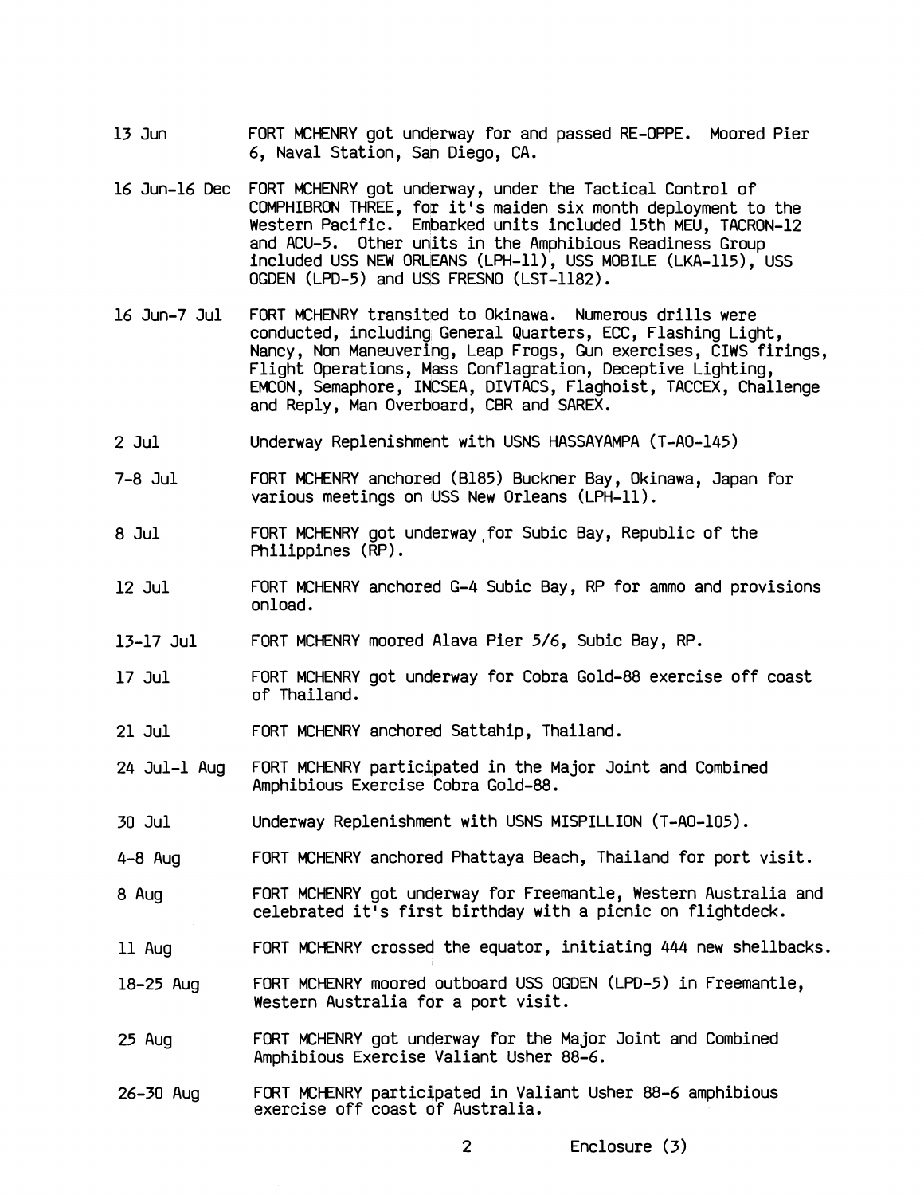| | |
|---|---|
| 13 Jun | FORT MCHENRY got underway for and passed RE-OPPE. Moored Pier 6, Naval Station, San Diego, CA. |
| 16 Jun-16 Dec | FORT MCHENRY got underway, under the Tactical Control of COMPHIBRON THREE, for it's maiden six month deployment to the Western Pacific. Embarked units included 15th MEU, TACRON-12 and ACU-5. Other units in the Amphibious Readiness Group included USS NEW ORLEANS (LPH-11), USS MOBILE (LKA-115), USS OGDEN (LPD-5) and USS FRESNO (LST-1182). |
| 16 Jun-7 Jul | FORT MCHENRY transited to Okinawa. Numerous drills were conducted, including General Quarters, ECC, Flashing Light, Nancy, Non Maneuvering, Leap Frogs, Gun exercises, CIWS firings, Flight Operations, Mass Conflagration, Deceptive Lighting, EMCON, Semaphore, INCSEA, DIVTACS, Flaghoist, TACCEX, Challenge and Reply, Man Overboard, CBR and SAREX. |
| 2 Jul | Underway Replenishment with USNS HASSAYAMPA (T-AO-145) |
| 7-8 Jul | FORT MCHENRY anchored (B185) Buckner Bay, Okinawa, Japan for various meetings on USS New Orleans (LPH-11). |
| 8 Jul | FORT MCHENRY got underway for Subic Bay, Republic of the Philippines (RP). |
| 12 Jul | FORT MCHENRY anchored G-4 Subic Bay, RP for ammo and provisions onload. |
| 13-17 Jul | FORT MCHENRY moored Alava Pier 5/6, Subic Bay, RP. |
| 17 Jul | FORT MCHENRY got underway for Cobra Gold-88 exercise off coast of Thailand. |
| 21 Jul | FORT MCHENRY anchored Sattahip, Thailand. |
| 24 Jul-1 Aug | FORT MCHENRY participated in the Major Joint and Combined Amphibious Exercise Cobra Gold-88. |
| 30 Jul | Underway Replenishment with USNS MISPILLION (T-AO-105). |
| 4-8 Aug | FORT MCHENRY anchored Phattaya Beach, Thailand for port visit. |
| 8 Aug | FORT MCHENRY got underway for Freemantle, Western Australia and celebrated it's first birthday with a picnic on flightdeck. |
| 11 Aug | FORT MCHENRY crossed the equator, initiating 444 new shellbacks. |
| 18-25 Aug | FORT MCHENRY moored outboard USS OGDEN (LPD-5) in Freemantle, Western Australia for a port visit. |
| 25 Aug | FORT MCHENRY got underway for the Major Joint and Combined Amphibious Exercise Valiant Usher 88-6. |
| 26-30 Aug | FORT MCHENRY participated in Valiant Usher 88-6 amphibious exercise off coast of Australia. |

Enclosure (3)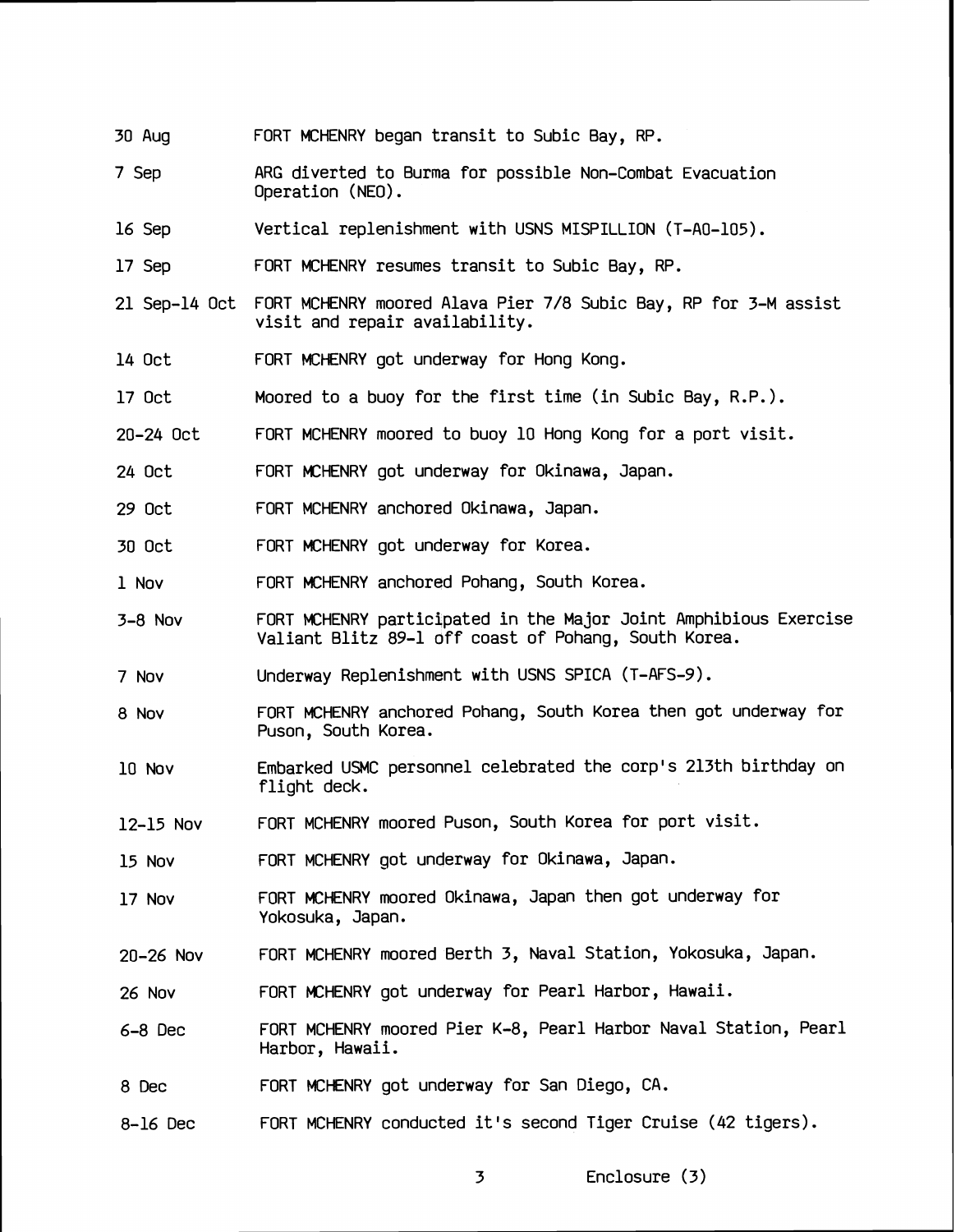| | |
|---|---|
| 30 Aug | FORT MCHENRY began transit to Subic Bay, RP. |
| 7 Sep | ARG diverted to Burma for possible Non-Combat Evacuation Operation (NEO). |
| 16 Sep | Vertical replenishment with USNS MISPILLION (T-AO-105). |
| 17 Sep | FORT MCHENRY resumes transit to Subic Bay, RP. |
| 21 Sep-14 Oct | FORT MCHENRY moored Alava Pier 7/8 Subic Bay, RP for 3-M assist visit and repair availability. |
| 14 Oct | FORT MCHENRY got underway for Hong Kong. |
| 17 Oct | Moored to a buoy for the first time (in Subic Bay, R.P.). |
| 20-24 Oct | FORT MCHENRY moored to buoy 10 Hong Kong for a port visit. |
| 24 Oct | FORT MCHENRY got underway for Okinawa, Japan. |
| 29 Oct | FORT MCHENRY anchored Okinawa, Japan. |
| 30 Oct | FORT MCHENRY got underway for Korea. |
| 1 Nov | FORT MCHENRY anchored Pohang, South Korea. |
| 3-8 Nov | FORT MCHENRY participated in the Major Joint Amphibious Exercise Valiant Blitz 89-1 off coast of Pohang, South Korea. |
| 7 Nov | Underway Replenishment with USNS SPICA (T-AFS-9). |
| 8 Nov | FORT MCHENRY anchored Pohang, South Korea then got underway for Puson, South Korea. |
| 10 Nov | Embarked USMC personnel celebrated the corp's 213th birthday on flight deck. |
| 12-15 Nov | FORT MCHENRY moored Puson, South Korea for port visit. |
| 15 Nov | FORT MCHENRY got underway for Okinawa, Japan. |
| 17 Nov | FORT MCHENRY moored Okinawa, Japan then got underway for Yokosuka, Japan. |
| 20-26 Nov | FORT MCHENRY moored Berth 3, Naval Station, Yokosuka, Japan. |
| 26 Nov | FORT MCHENRY got underway for Pearl Harbor, Hawaii. |
| 6-8 Dec | FORT MCHENRY moored Pier K-8, Pearl Harbor Naval Station, Pearl Harbor, Hawaii. |
| 8 Dec | FORT MCHENRY got underway for San Diego, CA. |
| 8-16 Dec | FORT MCHENRY conducted it's second Tiger Cruise (42 tigers). |

Enclosure (3)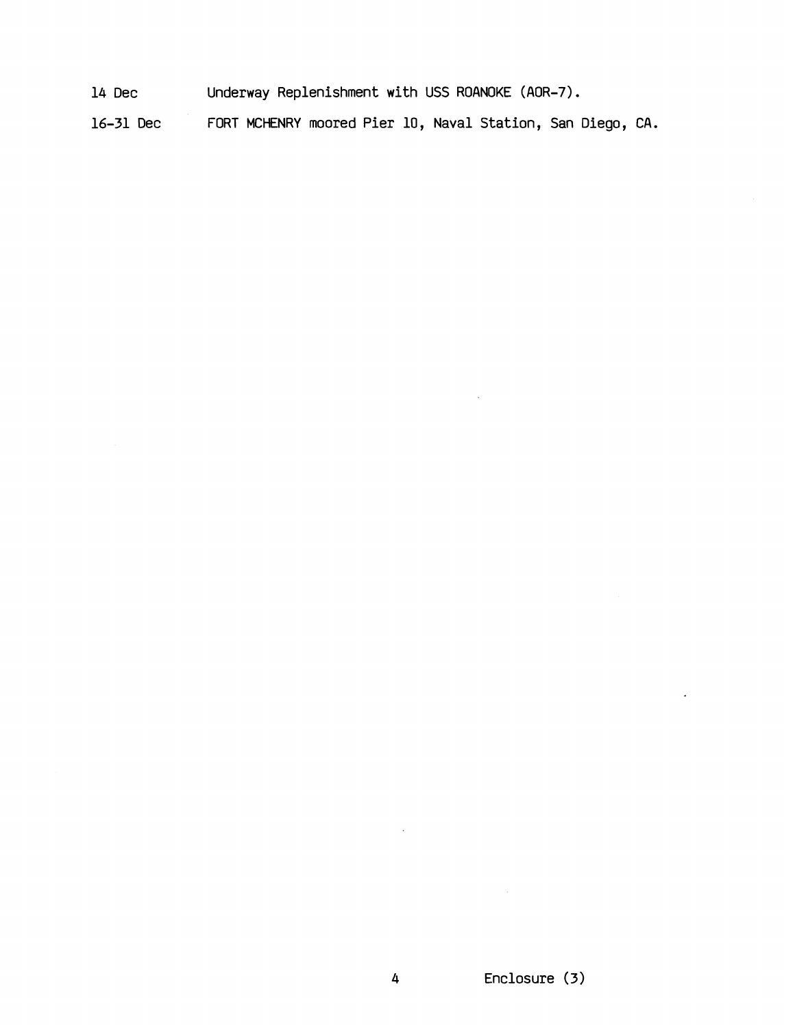14 Dec	Underway Replenishment with USS ROANOKE (AOR-7).

16-31 Dec	FORT MCHENRY moored Pier 10, Naval Station, San Diego, CA.

Enclosure (3)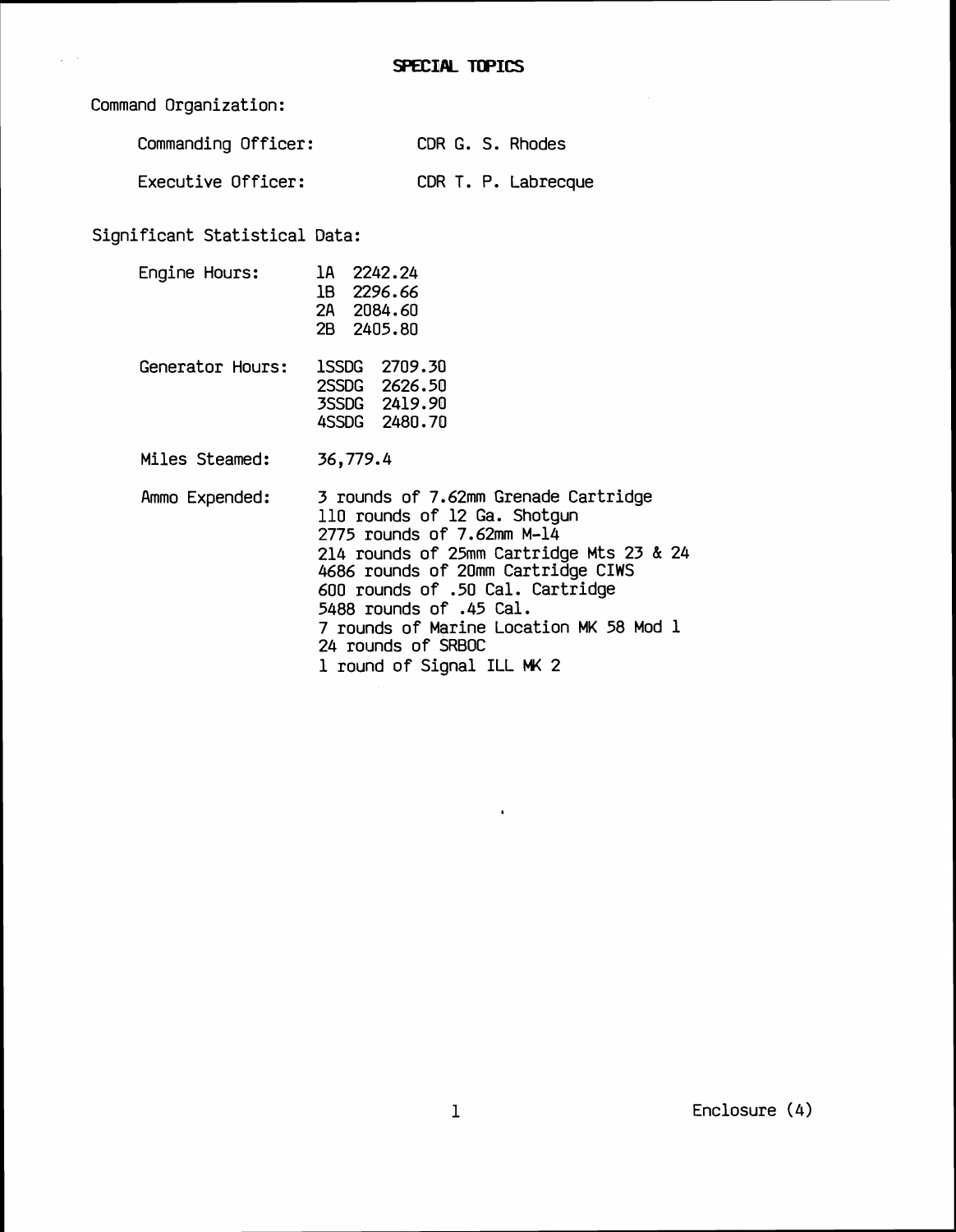# SPECIAL TOPICS

Command Organization:

| | |
|---|---|
| Commanding Officer: | CDR G. S. Rhodes |
| Executive Officer: | CDR T. P. Labrecque |

Significant Statistical Data:

Engine Hours:
- 1A 2242.24
- 1B 2296.66
- 2A 2084.60
- 2B 2405.80

Generator Hours:
- 1SSDG 2709.30
- 2SSDG 2626.50
- 3SSDG 2419.90
- 4SSDG 2480.70

Miles Steamed: 36,779.4

Ammo Expended:
- 3 rounds of 7.62mm Grenade Cartridge
- 110 rounds of 12 Ga. Shotgun
- 2775 rounds of 7.62mm M-14
- 214 rounds of 25mm Cartridge Mts 23 & 24
- 4686 rounds of 20mm Cartridge CIWS
- 600 rounds of .50 Cal. Cartridge
- 5488 rounds of .45 Cal.
- 7 rounds of Marine Location MK 58 Mod 1
- 24 rounds of SRBOC
- 1 round of Signal ILL MK 2

Enclosure (4)